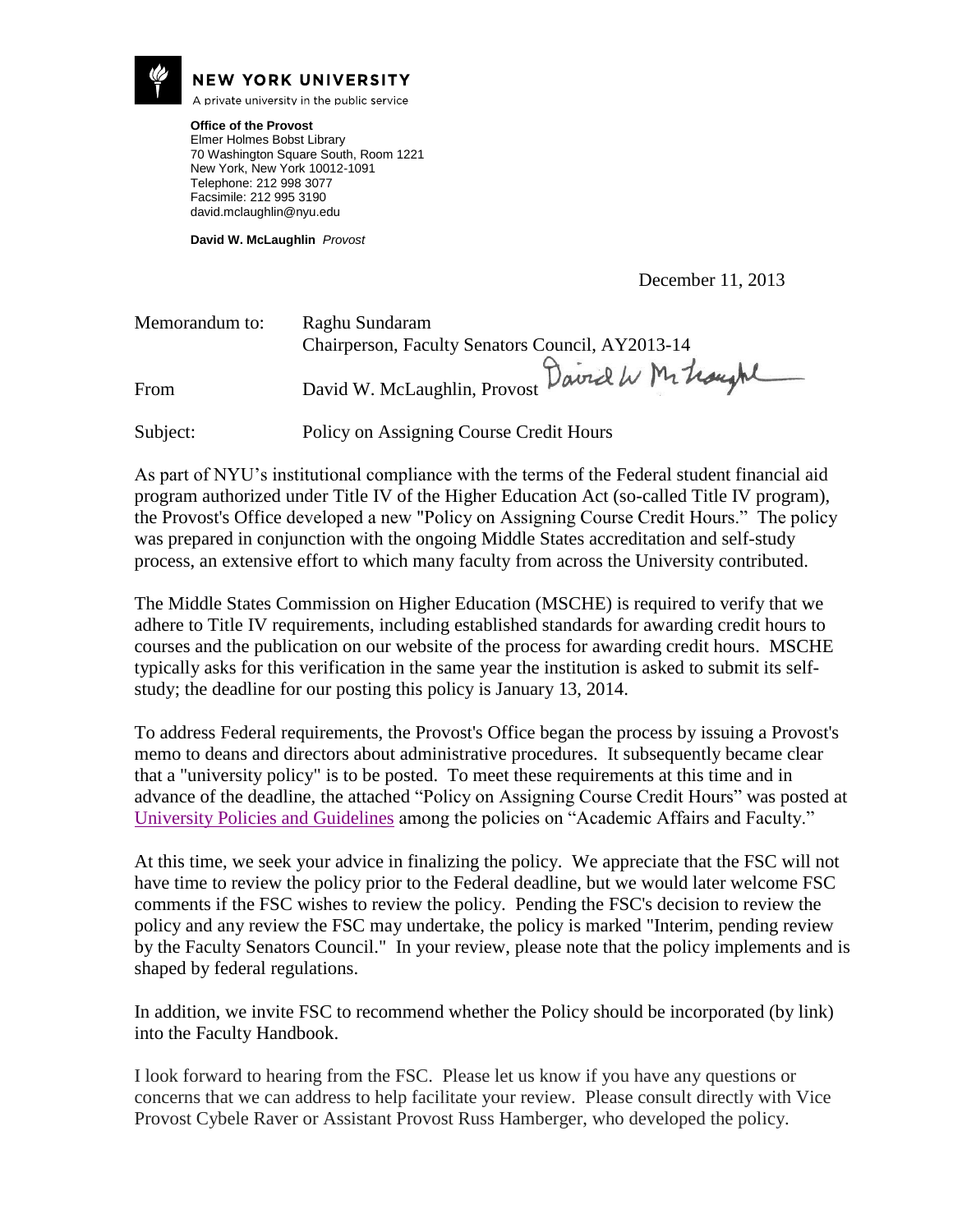**NEW YORK UNIVERSITY**

A private university in the public service

**Office of the Provost**
Elmer Holmes Bobst Library
70 Washington Square South, Room 1221
New York, New York 10012-1091
Telephone: 212 998 3077
Facsimile: 212 995 3190
david.mclaughlin@nyu.edu

**David W. McLaughlin** *Provost*

December 11, 2013

Memorandum to: Raghu Sundaram
Chairperson, Faculty Senators Council, AY2013-14

From: David W. McLaughlin, Provost

Subject: Policy on Assigning Course Credit Hours

As part of NYU's institutional compliance with the terms of the Federal student financial aid program authorized under Title IV of the Higher Education Act (so-called Title IV program), the Provost's Office developed a new "Policy on Assigning Course Credit Hours." The policy was prepared in conjunction with the ongoing Middle States accreditation and self-study process, an extensive effort to which many faculty from across the University contributed.

The Middle States Commission on Higher Education (MSCHE) is required to verify that we adhere to Title IV requirements, including established standards for awarding credit hours to courses and the publication on our website of the process for awarding credit hours. MSCHE typically asks for this verification in the same year the institution is asked to submit its self-study; the deadline for our posting this policy is January 13, 2014.

To address Federal requirements, the Provost's Office began the process by issuing a Provost's memo to deans and directors about administrative procedures. It subsequently became clear that a "university policy" is to be posted. To meet these requirements at this time and in advance of the deadline, the attached "Policy on Assigning Course Credit Hours" was posted at University Policies and Guidelines among the policies on "Academic Affairs and Faculty."

At this time, we seek your advice in finalizing the policy. We appreciate that the FSC will not have time to review the policy prior to the Federal deadline, but we would later welcome FSC comments if the FSC wishes to review the policy. Pending the FSC's decision to review the policy and any review the FSC may undertake, the policy is marked "Interim, pending review by the Faculty Senators Council." In your review, please note that the policy implements and is shaped by federal regulations.

In addition, we invite FSC to recommend whether the Policy should be incorporated (by link) into the Faculty Handbook.

I look forward to hearing from the FSC. Please let us know if you have any questions or concerns that we can address to help facilitate your review. Please consult directly with Vice Provost Cybele Raver or Assistant Provost Russ Hamberger, who developed the policy.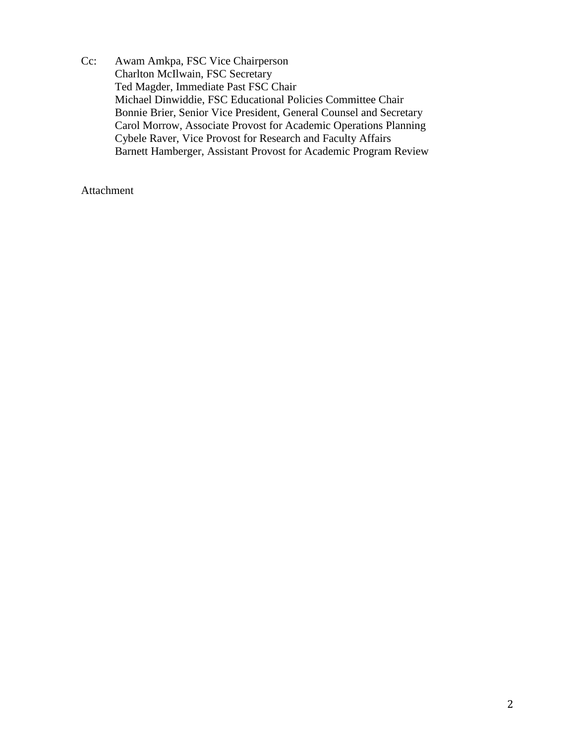Cc: Awam Amkpa, FSC Vice Chairperson
Charlton McIlwain, FSC Secretary
Ted Magder, Immediate Past FSC Chair
Michael Dinwiddie, FSC Educational Policies Committee Chair
Bonnie Brier, Senior Vice President, General Counsel and Secretary
Carol Morrow, Associate Provost for Academic Operations Planning
Cybele Raver, Vice Provost for Research and Faculty Affairs
Barnett Hamberger, Assistant Provost for Academic Program Review

Attachment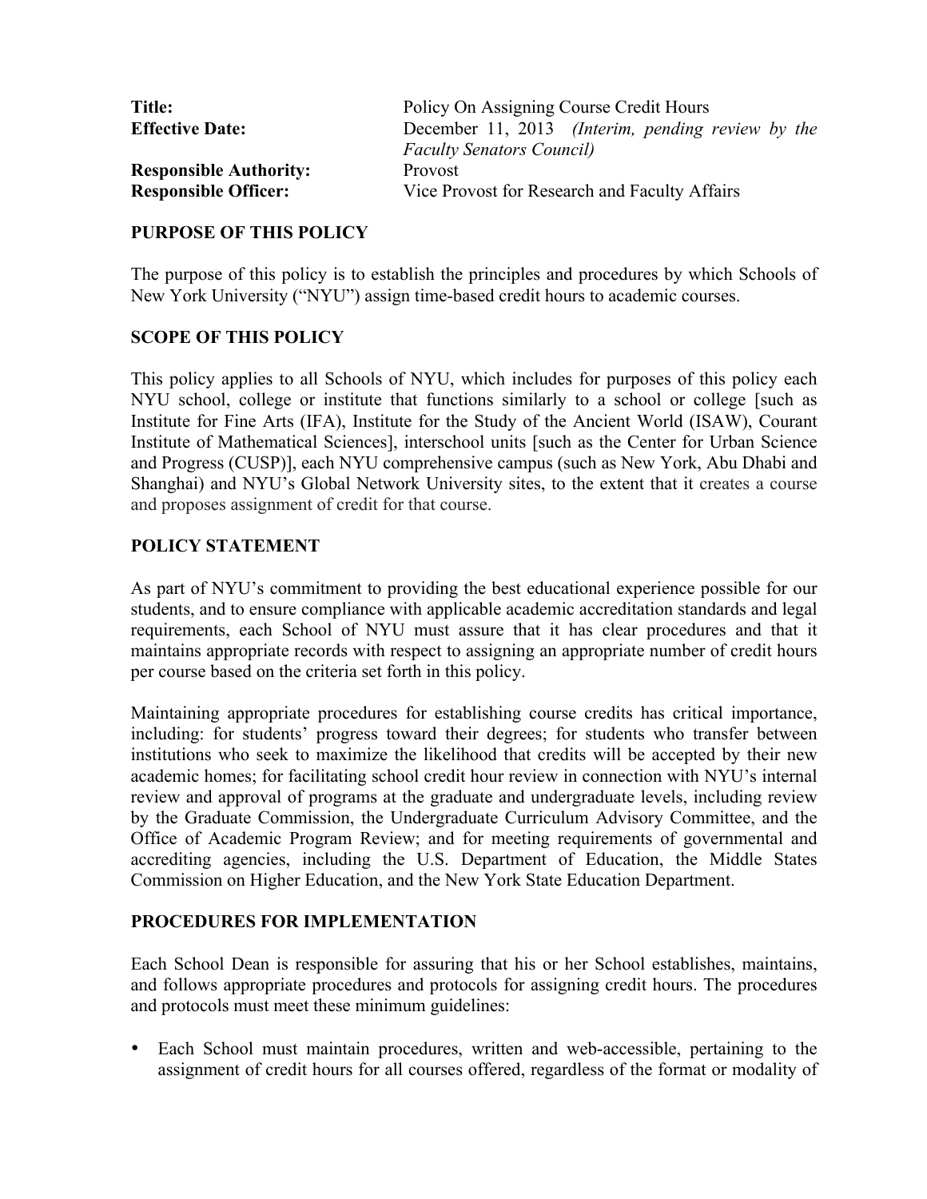| | |
|---|---|
| **Title:** | Policy On Assigning Course Credit Hours |
| **Effective Date:** | December 11, 2013 *(Interim, pending review by the Faculty Senators Council)* |
| **Responsible Authority:** | Provost |
| **Responsible Officer:** | Vice Provost for Research and Faculty Affairs |

## PURPOSE OF THIS POLICY

The purpose of this policy is to establish the principles and procedures by which Schools of New York University ("NYU") assign time-based credit hours to academic courses.

## SCOPE OF THIS POLICY

This policy applies to all Schools of NYU, which includes for purposes of this policy each NYU school, college or institute that functions similarly to a school or college [such as Institute for Fine Arts (IFA), Institute for the Study of the Ancient World (ISAW), Courant Institute of Mathematical Sciences], interschool units [such as the Center for Urban Science and Progress (CUSP)], each NYU comprehensive campus (such as New York, Abu Dhabi and Shanghai) and NYU's Global Network University sites, to the extent that it creates a course and proposes assignment of credit for that course.

## POLICY STATEMENT

As part of NYU's commitment to providing the best educational experience possible for our students, and to ensure compliance with applicable academic accreditation standards and legal requirements, each School of NYU must assure that it has clear procedures and that it maintains appropriate records with respect to assigning an appropriate number of credit hours per course based on the criteria set forth in this policy.

Maintaining appropriate procedures for establishing course credits has critical importance, including: for students' progress toward their degrees; for students who transfer between institutions who seek to maximize the likelihood that credits will be accepted by their new academic homes; for facilitating school credit hour review in connection with NYU's internal review and approval of programs at the graduate and undergraduate levels, including review by the Graduate Commission, the Undergraduate Curriculum Advisory Committee, and the Office of Academic Program Review; and for meeting requirements of governmental and accrediting agencies, including the U.S. Department of Education, the Middle States Commission on Higher Education, and the New York State Education Department.

## PROCEDURES FOR IMPLEMENTATION

Each School Dean is responsible for assuring that his or her School establishes, maintains, and follows appropriate procedures and protocols for assigning credit hours. The procedures and protocols must meet these minimum guidelines:

- Each School must maintain procedures, written and web-accessible, pertaining to the assignment of credit hours for all courses offered, regardless of the format or modality of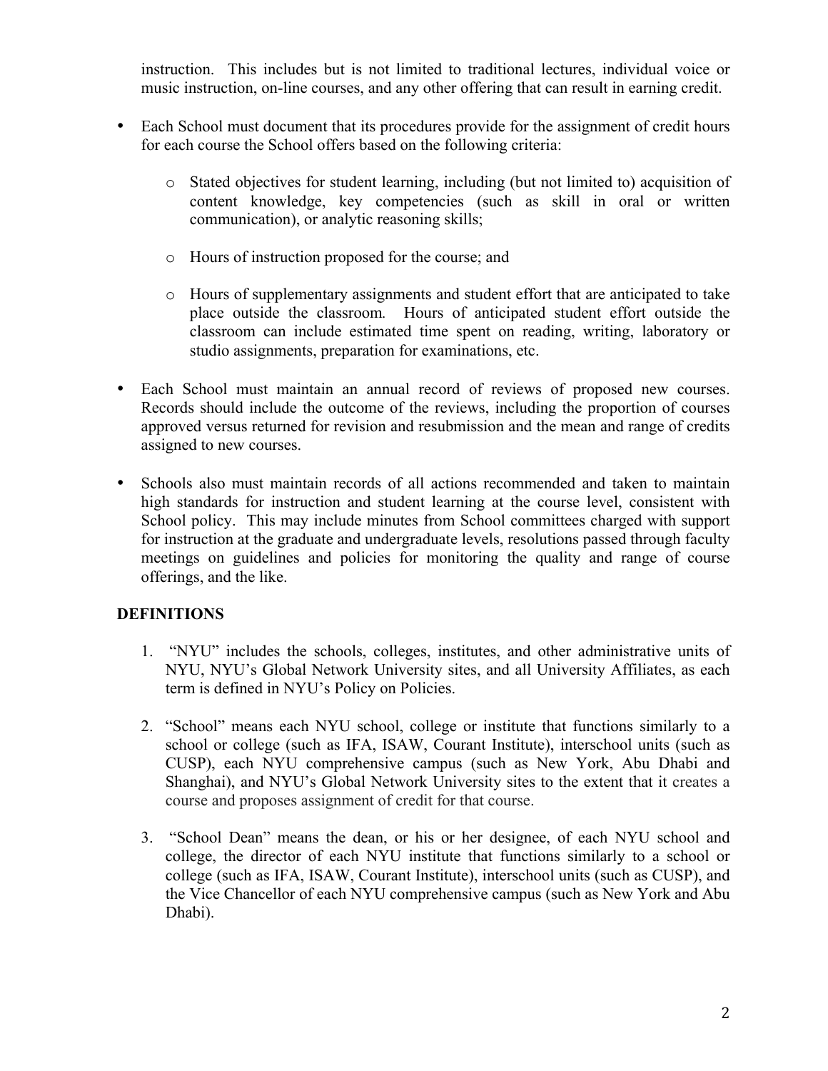instruction. This includes but is not limited to traditional lectures, individual voice or music instruction, on-line courses, and any other offering that can result in earning credit.

- Each School must document that its procedures provide for the assignment of credit hours for each course the School offers based on the following criteria:
  - Stated objectives for student learning, including (but not limited to) acquisition of content knowledge, key competencies (such as skill in oral or written communication), or analytic reasoning skills;
  - Hours of instruction proposed for the course; and
  - Hours of supplementary assignments and student effort that are anticipated to take place outside the classroom. Hours of anticipated student effort outside the classroom can include estimated time spent on reading, writing, laboratory or studio assignments, preparation for examinations, etc.
- Each School must maintain an annual record of reviews of proposed new courses. Records should include the outcome of the reviews, including the proportion of courses approved versus returned for revision and resubmission and the mean and range of credits assigned to new courses.
- Schools also must maintain records of all actions recommended and taken to maintain high standards for instruction and student learning at the course level, consistent with School policy. This may include minutes from School committees charged with support for instruction at the graduate and undergraduate levels, resolutions passed through faculty meetings on guidelines and policies for monitoring the quality and range of course offerings, and the like.

## DEFINITIONS

1. "NYU" includes the schools, colleges, institutes, and other administrative units of NYU, NYU's Global Network University sites, and all University Affiliates, as each term is defined in NYU's Policy on Policies.
2. "School" means each NYU school, college or institute that functions similarly to a school or college (such as IFA, ISAW, Courant Institute), interschool units (such as CUSP), each NYU comprehensive campus (such as New York, Abu Dhabi and Shanghai), and NYU's Global Network University sites to the extent that it creates a course and proposes assignment of credit for that course.
3. "School Dean" means the dean, or his or her designee, of each NYU school and college, the director of each NYU institute that functions similarly to a school or college (such as IFA, ISAW, Courant Institute), interschool units (such as CUSP), and the Vice Chancellor of each NYU comprehensive campus (such as New York and Abu Dhabi).